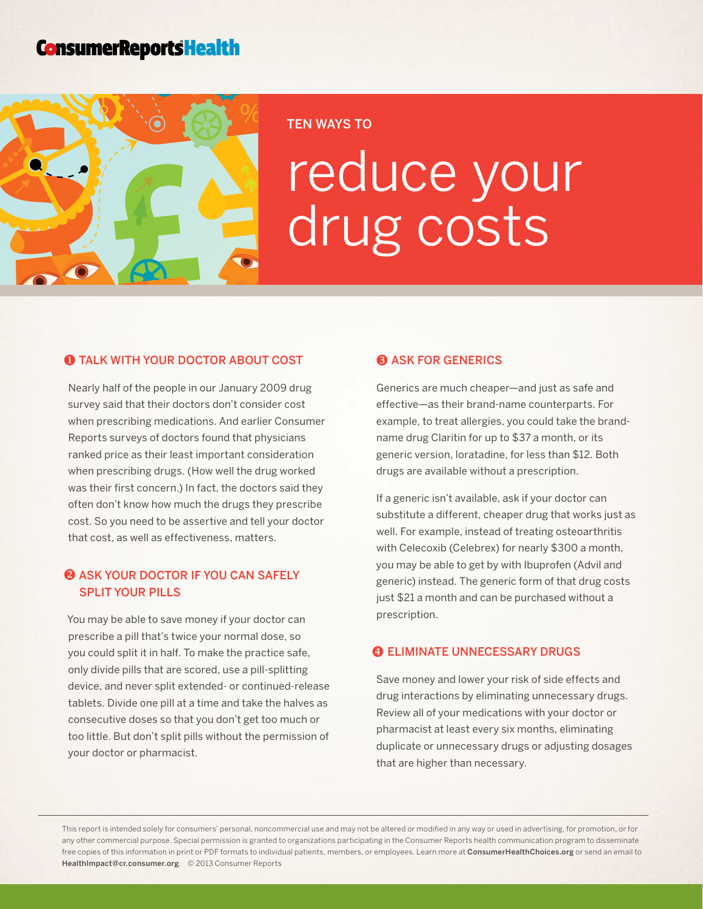**ConsumerReportsHealth**

TEN WAYS TO

# reduce your drug costs

## ❶ TALK WITH YOUR DOCTOR ABOUT COST

Nearly half of the people in our January 2009 drug survey said that their doctors don't consider cost when prescribing medications. And earlier Consumer Reports surveys of doctors found that physicians ranked price as their least important consideration when prescribing drugs. (How well the drug worked was their first concern.) In fact, the doctors said they often don't know how much the drugs they prescribe cost. So you need to be assertive and tell your doctor that cost, as well as effectiveness, matters.

## ❷ ASK YOUR DOCTOR IF YOU CAN SAFELY SPLIT YOUR PILLS

You may be able to save money if your doctor can prescribe a pill that's twice your normal dose, so you could split it in half. To make the practice safe, only divide pills that are scored, use a pill-splitting device, and never split extended- or continued-release tablets. Divide one pill at a time and take the halves as consecutive doses so that you don't get too much or too little. But don't split pills without the permission of your doctor or pharmacist.

## ❸ ASK FOR GENERICS

Generics are much cheaper—and just as safe and effective—as their brand-name counterparts. For example, to treat allergies, you could take the brand-name drug Claritin for up to $37 a month, or its generic version, loratadine, for less than $12. Both drugs are available without a prescription.

If a generic isn't available, ask if your doctor can substitute a different, cheaper drug that works just as well. For example, instead of treating osteoarthritis with Celecoxib (Celebrex) for nearly $300 a month, you may be able to get by with Ibuprofen (Advil and generic) instead. The generic form of that drug costs just $21 a month and can be purchased without a prescription.

## ❹ ELIMINATE UNNECESSARY DRUGS

Save money and lower your risk of side effects and drug interactions by eliminating unnecessary drugs. Review all of your medications with your doctor or pharmacist at least every six months, eliminating duplicate or unnecessary drugs or adjusting dosages that are higher than necessary.

---

This report is intended solely for consumers' personal, noncommercial use and may not be altered or modified in any way or used in advertising, for promotion, or for any other commercial purpose. Special permission is granted to organizations participating in the Consumer Reports health communication program to disseminate free copies of this information in print or PDF formats to individual patients, members, or employees. Learn more at **ConsumerHealthChoices.org** or send an email to **HealthImpact@cr.consumer.org**. © 2013 Consumer Reports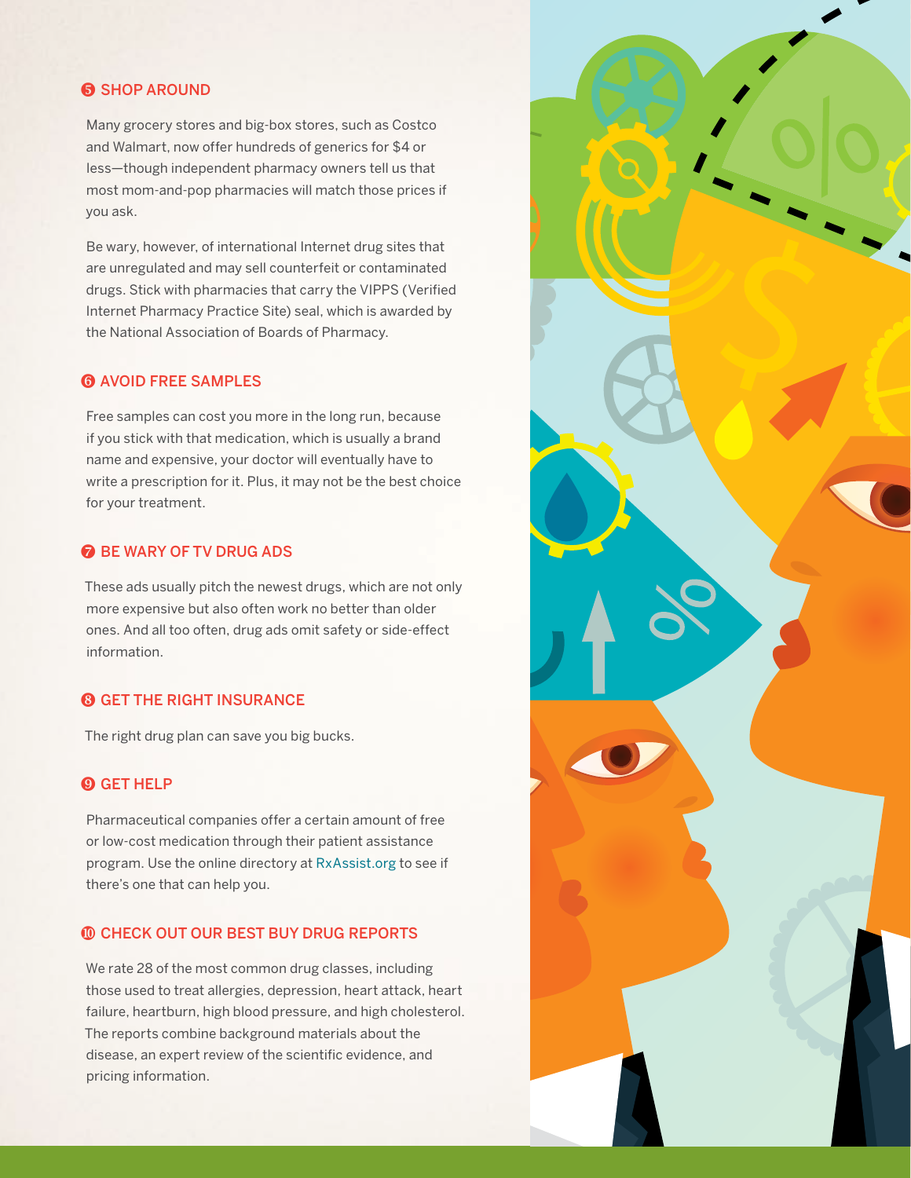## ❺ SHOP AROUND

Many grocery stores and big-box stores, such as Costco and Walmart, now offer hundreds of generics for $4 or less—though independent pharmacy owners tell us that most mom-and-pop pharmacies will match those prices if you ask.

Be wary, however, of international Internet drug sites that are unregulated and may sell counterfeit or contaminated drugs. Stick with pharmacies that carry the VIPPS (Verified Internet Pharmacy Practice Site) seal, which is awarded by the National Association of Boards of Pharmacy.

## ❻ AVOID FREE SAMPLES

Free samples can cost you more in the long run, because if you stick with that medication, which is usually a brand name and expensive, your doctor will eventually have to write a prescription for it. Plus, it may not be the best choice for your treatment.

## ❼ BE WARY OF TV DRUG ADS

These ads usually pitch the newest drugs, which are not only more expensive but also often work no better than older ones. And all too often, drug ads omit safety or side-effect information.

## ❽ GET THE RIGHT INSURANCE

The right drug plan can save you big bucks.

## ❾ GET HELP

Pharmaceutical companies offer a certain amount of free or low-cost medication through their patient assistance program. Use the online directory at RxAssist.org to see if there's one that can help you.

## ❿ CHECK OUT OUR BEST BUY DRUG REPORTS

We rate 28 of the most common drug classes, including those used to treat allergies, depression, heart attack, heart failure, heartburn, high blood pressure, and high cholesterol. The reports combine background materials about the disease, an expert review of the scientific evidence, and pricing information.